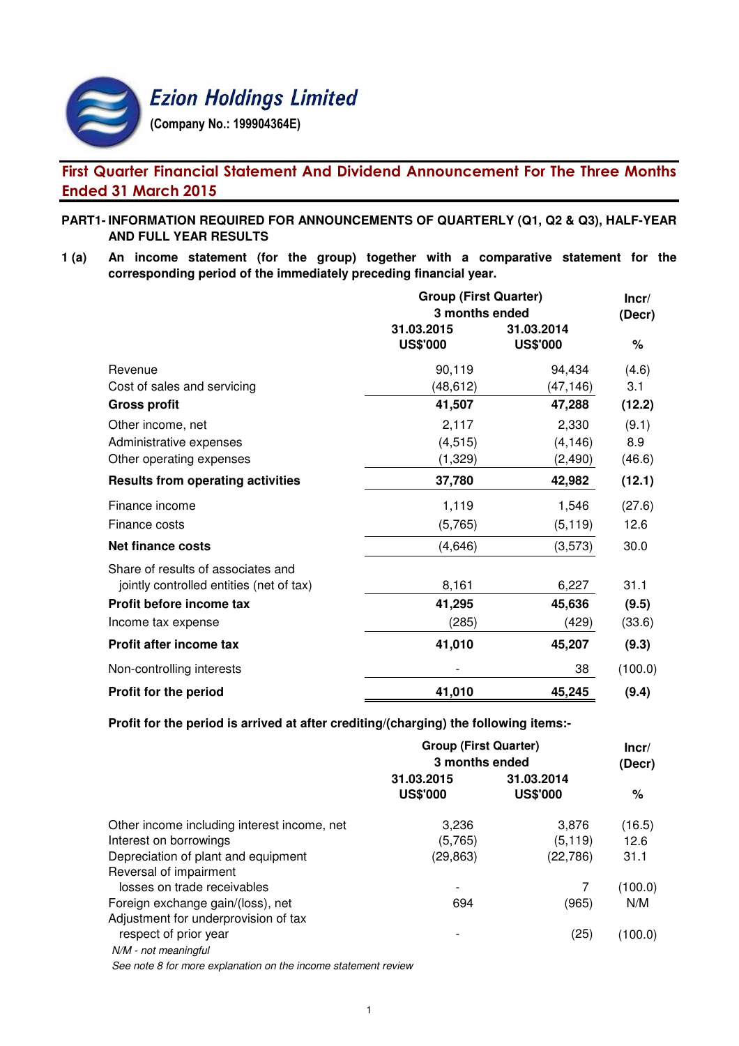# Ezion Holdings Limited

**(Company No.: 199904364E)**

## First Quarter Financial Statement And Dividend Announcement For The Three Months Ended 31 March 2015

**PART1- INFORMATION REQUIRED FOR ANNOUNCEMENTS OF QUARTERLY (Q1, Q2 & Q3), HALF-YEAR AND FULL YEAR RESULTS**

**1 (a) An income statement (for the group) together with a comparative statement for the corresponding period of the immediately preceding financial year.**

| | Group (First Quarter) 3 months ended | | Incr/ (Decr) |
|---|---|---|---|
| | 31.03.2015 US$'000 | 31.03.2014 US$'000 | % |
| Revenue | 90,119 | 94,434 | (4.6) |
| Cost of sales and servicing | (48,612) | (47,146) | 3.1 |
| **Gross profit** | **41,507** | **47,288** | **(12.2)** |
| Other income, net | 2,117 | 2,330 | (9.1) |
| Administrative expenses | (4,515) | (4,146) | 8.9 |
| Other operating expenses | (1,329) | (2,490) | (46.6) |
| **Results from operating activities** | **37,780** | **42,982** | **(12.1)** |
| Finance income | 1,119 | 1,546 | (27.6) |
| Finance costs | (5,765) | (5,119) | 12.6 |
| **Net finance costs** | (4,646) | (3,573) | 30.0 |
| Share of results of associates and jointly controlled entities (net of tax) | 8,161 | 6,227 | 31.1 |
| **Profit before income tax** | **41,295** | **45,636** | **(9.5)** |
| Income tax expense | (285) | (429) | (33.6) |
| **Profit after income tax** | **41,010** | **45,207** | **(9.3)** |
| Non-controlling interests | - | 38 | (100.0) |
| **Profit for the period** | **41,010** | **45,245** | **(9.4)** |

**Profit for the period is arrived at after crediting/(charging) the following items:-**

| | Group (First Quarter) 3 months ended | | Incr/ (Decr) |
|---|---|---|---|
| | 31.03.2015 US$'000 | 31.03.2014 US$'000 | % |
| Other income including interest income, net | 3,236 | 3,876 | (16.5) |
| Interest on borrowings | (5,765) | (5,119) | 12.6 |
| Depreciation of plant and equipment | (29,863) | (22,786) | 31.1 |
| Reversal of impairment losses on trade receivables | - | 7 | (100.0) |
| Foreign exchange gain/(loss), net | 694 | (965) | N/M |
| Adjustment for underprovision of tax respect of prior year | - | (25) | (100.0) |

*N/M - not meaningful*

*See note 8 for more explanation on the income statement review*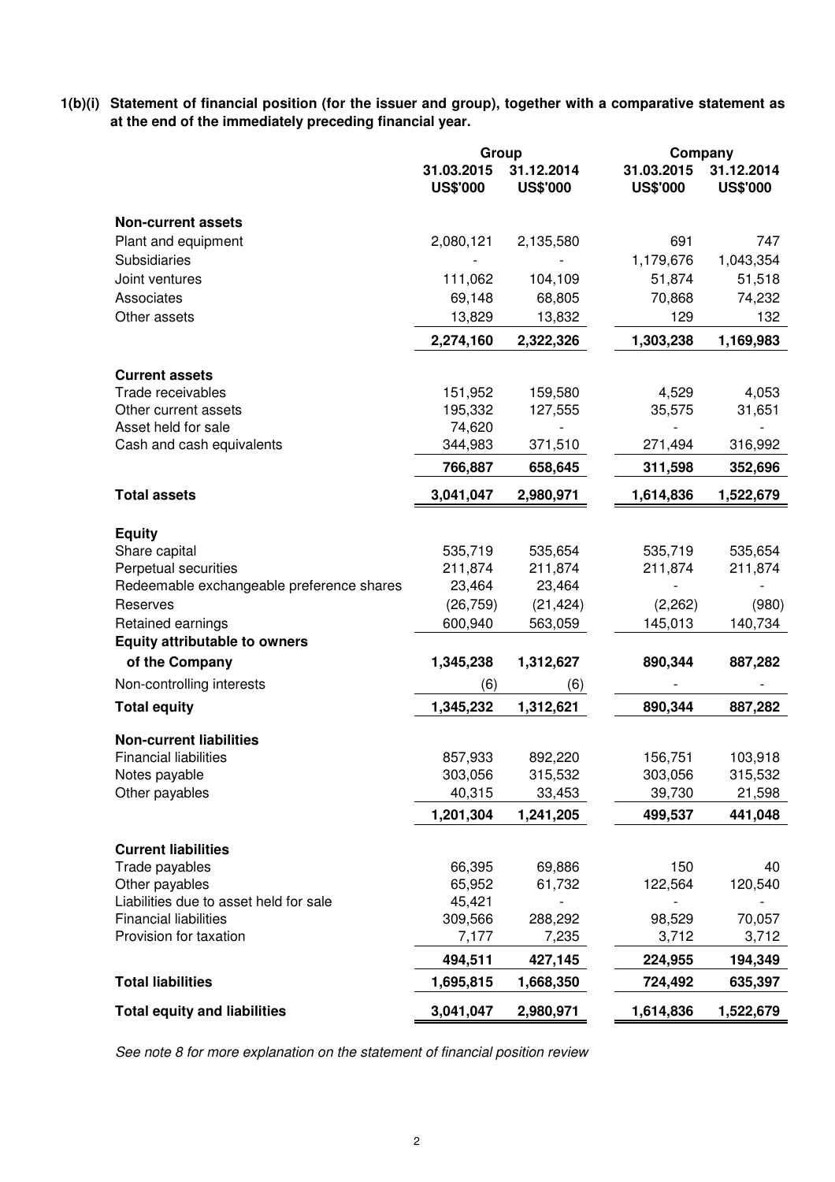**1(b)(i) Statement of financial position (for the issuer and group), together with a comparative statement as at the end of the immediately preceding financial year.**

| | Group | | Company | |
|---|---|---|---|---|
| | 31.03.2015 US$'000 | 31.12.2014 US$'000 | 31.03.2015 US$'000 | 31.12.2014 US$'000 |
| **Non-current assets** | | | | |
| Plant and equipment | 2,080,121 | 2,135,580 | 691 | 747 |
| Subsidiaries | - | - | 1,179,676 | 1,043,354 |
| Joint ventures | 111,062 | 104,109 | 51,874 | 51,518 |
| Associates | 69,148 | 68,805 | 70,868 | 74,232 |
| Other assets | 13,829 | 13,832 | 129 | 132 |
| | **2,274,160** | **2,322,326** | **1,303,238** | **1,169,983** |
| **Current assets** | | | | |
| Trade receivables | 151,952 | 159,580 | 4,529 | 4,053 |
| Other current assets | 195,332 | 127,555 | 35,575 | 31,651 |
| Asset held for sale | 74,620 | - | - | - |
| Cash and cash equivalents | 344,983 | 371,510 | 271,494 | 316,992 |
| | **766,887** | **658,645** | **311,598** | **352,696** |
| **Total assets** | **3,041,047** | **2,980,971** | **1,614,836** | **1,522,679** |
| **Equity** | | | | |
| Share capital | 535,719 | 535,654 | 535,719 | 535,654 |
| Perpetual securities | 211,874 | 211,874 | 211,874 | 211,874 |
| Redeemable exchangeable preference shares | 23,464 | 23,464 | - | - |
| Reserves | (26,759) | (21,424) | (2,262) | (980) |
| Retained earnings | 600,940 | 563,059 | 145,013 | 140,734 |
| **Equity attributable to owners of the Company** | **1,345,238** | **1,312,627** | **890,344** | **887,282** |
| Non-controlling interests | (6) | (6) | - | - |
| **Total equity** | **1,345,232** | **1,312,621** | **890,344** | **887,282** |
| **Non-current liabilities** | | | | |
| Financial liabilities | 857,933 | 892,220 | 156,751 | 103,918 |
| Notes payable | 303,056 | 315,532 | 303,056 | 315,532 |
| Other payables | 40,315 | 33,453 | 39,730 | 21,598 |
| | **1,201,304** | **1,241,205** | **499,537** | **441,048** |
| **Current liabilities** | | | | |
| Trade payables | 66,395 | 69,886 | 150 | 40 |
| Other payables | 65,952 | 61,732 | 122,564 | 120,540 |
| Liabilities due to asset held for sale | 45,421 | - | - | - |
| Financial liabilities | 309,566 | 288,292 | 98,529 | 70,057 |
| Provision for taxation | 7,177 | 7,235 | 3,712 | 3,712 |
| | **494,511** | **427,145** | **224,955** | **194,349** |
| **Total liabilities** | **1,695,815** | **1,668,350** | **724,492** | **635,397** |
| **Total equity and liabilities** | **3,041,047** | **2,980,971** | **1,614,836** | **1,522,679** |

*See note 8 for more explanation on the statement of financial position review*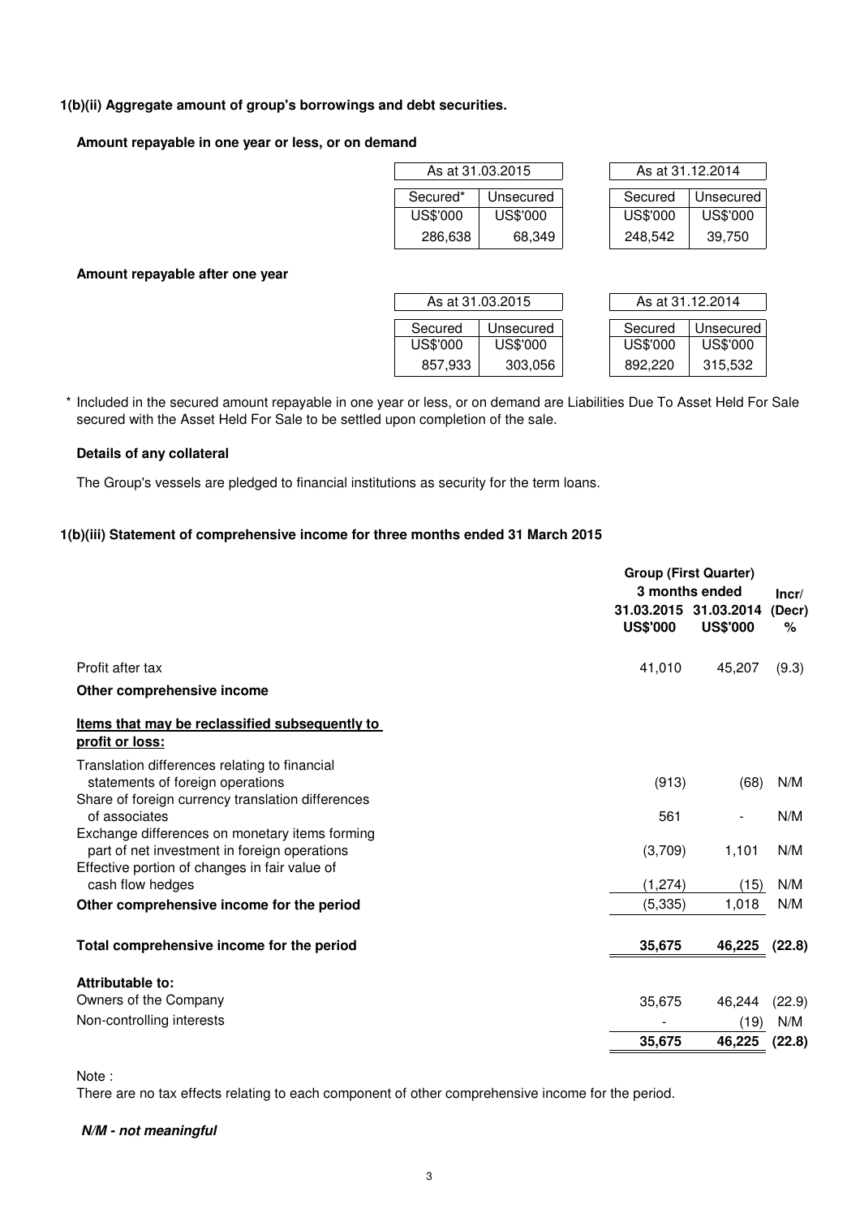### 1(b)(ii) Aggregate amount of group's borrowings and debt securities.

**Amount repayable in one year or less, or on demand**

| As at 31.03.2015 | | As at 31.12.2014 | |
|---|---|---|---|
| Secured* | Unsecured | Secured | Unsecured |
| US$'000 | US$'000 | US$'000 | US$'000 |
| 286,638 | 68,349 | 248,542 | 39,750 |

**Amount repayable after one year**

| As at 31.03.2015 | | As at 31.12.2014 | |
|---|---|---|---|
| Secured | Unsecured | Secured | Unsecured |
| US$'000 | US$'000 | US$'000 | US$'000 |
| 857,933 | 303,056 | 892,220 | 315,532 |

\* Included in the secured amount repayable in one year or less, or on demand are Liabilities Due To Asset Held For Sale secured with the Asset Held For Sale to be settled upon completion of the sale.

**Details of any collateral**

The Group's vessels are pledged to financial institutions as security for the term loans.

### 1(b)(iii) Statement of comprehensive income for three months ended 31 March 2015

| | Group (First Quarter) 3 months ended | | Incr/ (Decr) |
|---|---|---|---|
| | 31.03.2015 US$'000 | 31.03.2014 US$'000 | % |
| Profit after tax | 41,010 | 45,207 | (9.3) |
| **Other comprehensive income** | | | |
| **Items that may be reclassified subsequently to profit or loss:** | | | |
| Translation differences relating to financial statements of foreign operations | (913) | (68) | N/M |
| Share of foreign currency translation differences of associates | 561 | - | N/M |
| Exchange differences on monetary items forming part of net investment in foreign operations | (3,709) | 1,101 | N/M |
| Effective portion of changes in fair value of cash flow hedges | (1,274) | (15) | N/M |
| **Other comprehensive income for the period** | (5,335) | 1,018 | N/M |
| **Total comprehensive income for the period** | **35,675** | **46,225** | **(22.8)** |
| **Attributable to:** | | | |
| Owners of the Company | 35,675 | 46,244 | (22.9) |
| Non-controlling interests | - | (19) | N/M |
| | **35,675** | **46,225** | **(22.8)** |

Note :
There are no tax effects relating to each component of other comprehensive income for the period.

***N/M - not meaningful***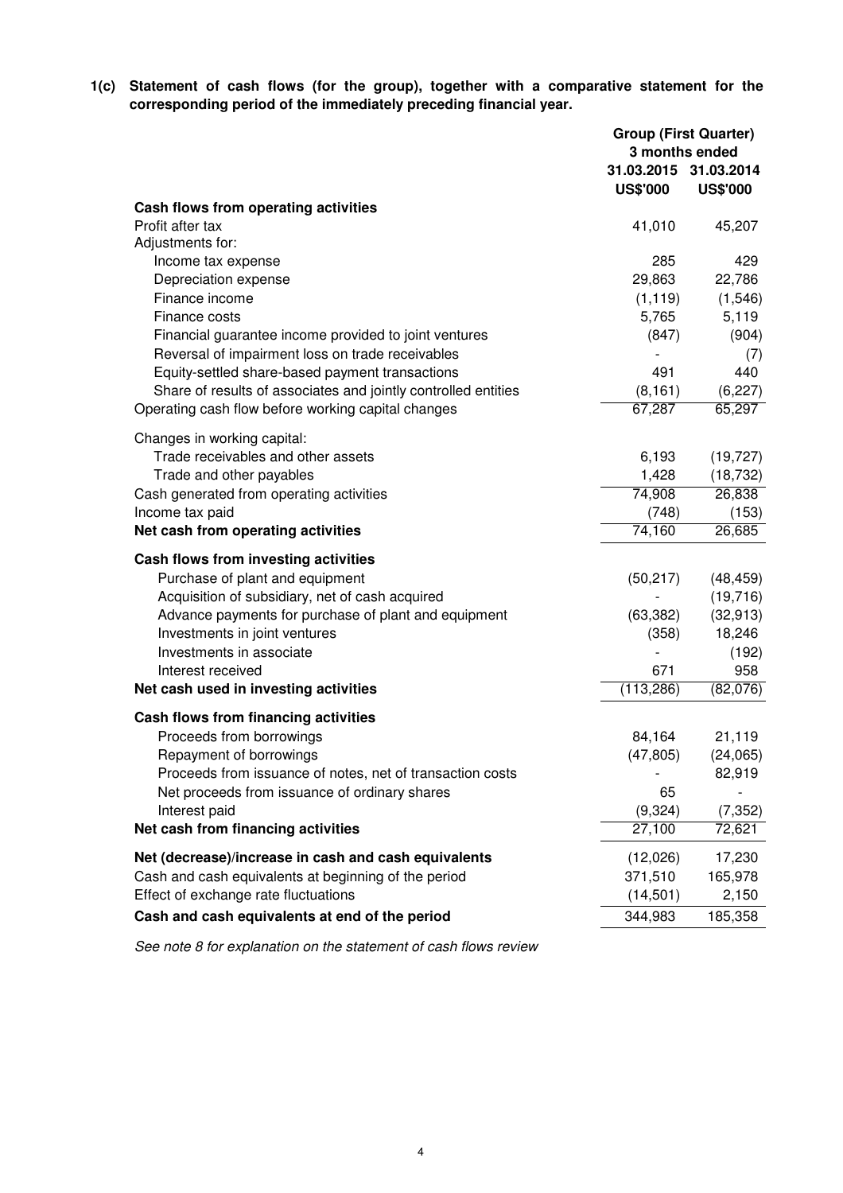**1(c) Statement of cash flows (for the group), together with a comparative statement for the corresponding period of the immediately preceding financial year.**

| | Group (First Quarter) 3 months ended | |
|---|---|---|
| | 31.03.2015 | 31.03.2014 |
| | US$'000 | US$'000 |
| **Cash flows from operating activities** | | |
| Profit after tax | 41,010 | 45,207 |
| Adjustments for: | | |
| Income tax expense | 285 | 429 |
| Depreciation expense | 29,863 | 22,786 |
| Finance income | (1,119) | (1,546) |
| Finance costs | 5,765 | 5,119 |
| Financial guarantee income provided to joint ventures | (847) | (904) |
| Reversal of impairment loss on trade receivables | - | (7) |
| Equity-settled share-based payment transactions | 491 | 440 |
| Share of results of associates and jointly controlled entities | (8,161) | (6,227) |
| Operating cash flow before working capital changes | 67,287 | 65,297 |
| Changes in working capital: | | |
| Trade receivables and other assets | 6,193 | (19,727) |
| Trade and other payables | 1,428 | (18,732) |
| Cash generated from operating activities | 74,908 | 26,838 |
| Income tax paid | (748) | (153) |
| **Net cash from operating activities** | 74,160 | 26,685 |
| **Cash flows from investing activities** | | |
| Purchase of plant and equipment | (50,217) | (48,459) |
| Acquisition of subsidiary, net of cash acquired | - | (19,716) |
| Advance payments for purchase of plant and equipment | (63,382) | (32,913) |
| Investments in joint ventures | (358) | 18,246 |
| Investments in associate | - | (192) |
| Interest received | 671 | 958 |
| **Net cash used in investing activities** | (113,286) | (82,076) |
| **Cash flows from financing activities** | | |
| Proceeds from borrowings | 84,164 | 21,119 |
| Repayment of borrowings | (47,805) | (24,065) |
| Proceeds from issuance of notes, net of transaction costs | - | 82,919 |
| Net proceeds from issuance of ordinary shares | 65 | - |
| Interest paid | (9,324) | (7,352) |
| **Net cash from financing activities** | 27,100 | 72,621 |
| **Net (decrease)/increase in cash and cash equivalents** | (12,026) | 17,230 |
| Cash and cash equivalents at beginning of the period | 371,510 | 165,978 |
| Effect of exchange rate fluctuations | (14,501) | 2,150 |
| **Cash and cash equivalents at end of the period** | 344,983 | 185,358 |

*See note 8 for explanation on the statement of cash flows review*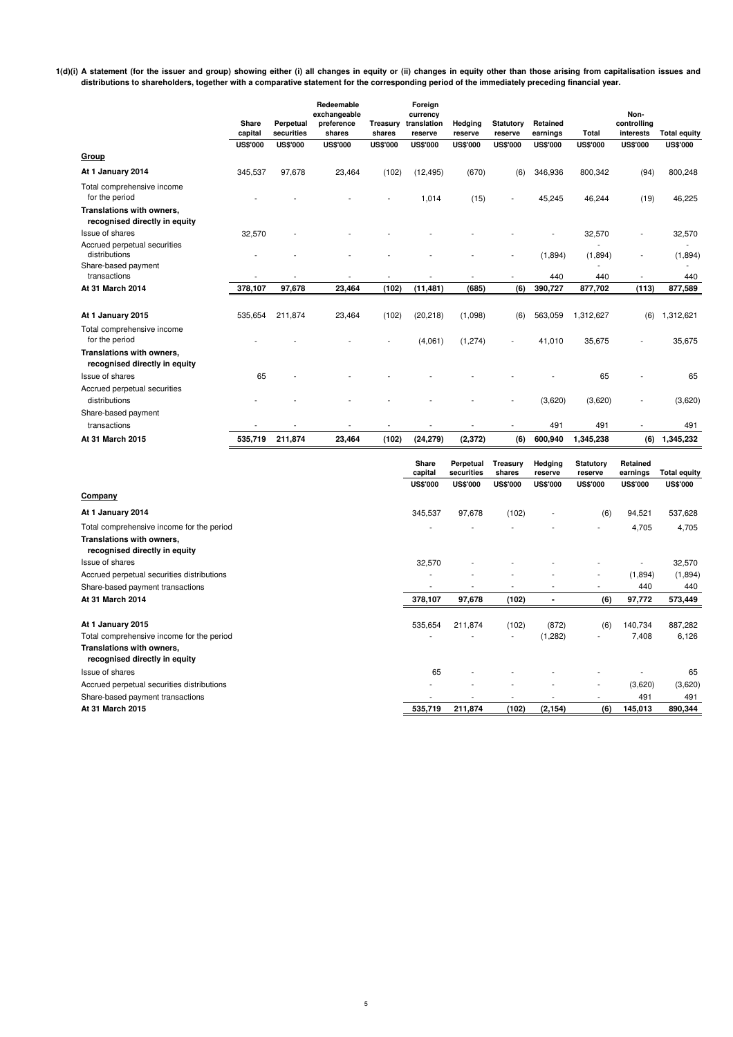**1(d)(i) A statement (for the issuer and group) showing either (i) all changes in equity or (ii) changes in equity other than those arising from capitalisation issues and distributions to shareholders, together with a comparative statement for the corresponding period of the immediately preceding financial year.**

| | Share capital | Perpetual securities | Redeemable exchangeable preference shares | Treasury shares | Foreign currency translation reserve | Hedging reserve | Statutory reserve | Retained earnings | Total | Non-controlling interests | Total equity |
|---|---|---|---|---|---|---|---|---|---|---|---|
| | US$'000 | US$'000 | US$'000 | US$'000 | US$'000 | US$'000 | US$'000 | US$'000 | US$'000 | US$'000 | US$'000 |
| **Group** | | | | | | | | | | | |
| **At 1 January 2014** | 345,537 | 97,678 | 23,464 | (102) | (12,495) | (670) | (6) | 346,936 | 800,342 | (94) | 800,248 |
| Total comprehensive income for the period | - | - | - | - | 1,014 | (15) | - | 45,245 | 46,244 | (19) | 46,225 |
| **Translations with owners, recognised directly in equity** | | | | | | | | | | | |
| Issue of shares | 32,570 | - | - | - | - | - | - | - | 32,570 | - | 32,570 |
| Accrued perpetual securities distributions | - | - | - | - | - | - | - | (1,894) | (1,894) | - | (1,894) |
| Share-based payment transactions | - | - | - | - | - | - | - | 440 | 440 | - | 440 |
| **At 31 March 2014** | **378,107** | **97,678** | **23,464** | **(102)** | **(11,481)** | **(685)** | **(6)** | **390,727** | **877,702** | **(113)** | **877,589** |
| | | | | | | | | | | | |
| **At 1 January 2015** | 535,654 | 211,874 | 23,464 | (102) | (20,218) | (1,098) | (6) | 563,059 | 1,312,627 | (6) | 1,312,621 |
| Total comprehensive income for the period | - | - | - | - | (4,061) | (1,274) | - | 41,010 | 35,675 | - | 35,675 |
| **Translations with owners, recognised directly in equity** | | | | | | | | | | | |
| Issue of shares | 65 | - | - | - | - | - | - | - | 65 | - | 65 |
| Accrued perpetual securities distributions | - | - | - | - | - | - | - | (3,620) | (3,620) | - | (3,620) |
| Share-based payment transactions | - | - | - | - | - | - | - | 491 | 491 | - | 491 |
| **At 31 March 2015** | **535,719** | **211,874** | **23,464** | **(102)** | **(24,279)** | **(2,372)** | **(6)** | **600,940** | **1,345,238** | **(6)** | **1,345,232** |

| | Share capital | Perpetual securities | Treasury shares | Hedging reserve | Statutory reserve | Retained earnings | Total equity |
|---|---|---|---|---|---|---|---|
| | US$'000 | US$'000 | US$'000 | US$'000 | US$'000 | US$'000 | US$'000 |
| **Company** | | | | | | | |
| **At 1 January 2014** | 345,537 | 97,678 | (102) | - | (6) | 94,521 | 537,628 |
| Total comprehensive income for the period | - | - | - | - | - | 4,705 | 4,705 |
| **Translations with owners, recognised directly in equity** | | | | | | | |
| Issue of shares | 32,570 | - | - | - | - | - | 32,570 |
| Accrued perpetual securities distributions | - | - | - | - | - | (1,894) | (1,894) |
| Share-based payment transactions | - | - | - | - | - | 440 | 440 |
| **At 31 March 2014** | **378,107** | **97,678** | **(102)** | **-** | **(6)** | **97,772** | **573,449** |
| | | | | | | | |
| **At 1 January 2015** | 535,654 | 211,874 | (102) | (872) | (6) | 140,734 | 887,282 |
| Total comprehensive income for the period | - | - | - | (1,282) | - | 7,408 | 6,126 |
| **Translations with owners, recognised directly in equity** | | | | | | | |
| Issue of shares | 65 | - | - | - | - | - | 65 |
| Accrued perpetual securities distributions | - | - | - | - | - | (3,620) | (3,620) |
| Share-based payment transactions | - | - | - | - | - | 491 | 491 |
| **At 31 March 2015** | **535,719** | **211,874** | **(102)** | **(2,154)** | **(6)** | **145,013** | **890,344** |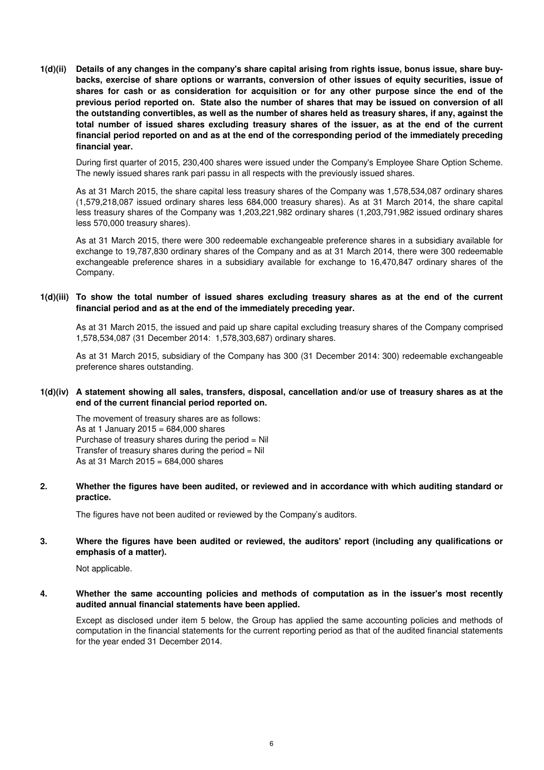**1(d)(ii) Details of any changes in the company's share capital arising from rights issue, bonus issue, share buy-backs, exercise of share options or warrants, conversion of other issues of equity securities, issue of shares for cash or as consideration for acquisition or for any other purpose since the end of the previous period reported on. State also the number of shares that may be issued on conversion of all the outstanding convertibles, as well as the number of shares held as treasury shares, if any, against the total number of issued shares excluding treasury shares of the issuer, as at the end of the current financial period reported on and as at the end of the corresponding period of the immediately preceding financial year.**

During first quarter of 2015, 230,400 shares were issued under the Company's Employee Share Option Scheme. The newly issued shares rank pari passu in all respects with the previously issued shares.

As at 31 March 2015, the share capital less treasury shares of the Company was 1,578,534,087 ordinary shares (1,579,218,087 issued ordinary shares less 684,000 treasury shares). As at 31 March 2014, the share capital less treasury shares of the Company was 1,203,221,982 ordinary shares (1,203,791,982 issued ordinary shares less 570,000 treasury shares).

As at 31 March 2015, there were 300 redeemable exchangeable preference shares in a subsidiary available for exchange to 19,787,830 ordinary shares of the Company and as at 31 March 2014, there were 300 redeemable exchangeable preference shares in a subsidiary available for exchange to 16,470,847 ordinary shares of the Company.

**1(d)(iii) To show the total number of issued shares excluding treasury shares as at the end of the current financial period and as at the end of the immediately preceding year.**

As at 31 March 2015, the issued and paid up share capital excluding treasury shares of the Company comprised 1,578,534,087 (31 December 2014: 1,578,303,687) ordinary shares.

As at 31 March 2015, subsidiary of the Company has 300 (31 December 2014: 300) redeemable exchangeable preference shares outstanding.

**1(d)(iv) A statement showing all sales, transfers, disposal, cancellation and/or use of treasury shares as at the end of the current financial period reported on.**

The movement of treasury shares are as follows:
As at 1 January 2015 = 684,000 shares
Purchase of treasury shares during the period = Nil
Transfer of treasury shares during the period = Nil
As at 31 March 2015 = 684,000 shares

**2. Whether the figures have been audited, or reviewed and in accordance with which auditing standard or practice.**

The figures have not been audited or reviewed by the Company's auditors.

**3. Where the figures have been audited or reviewed, the auditors' report (including any qualifications or emphasis of a matter).**

Not applicable.

**4. Whether the same accounting policies and methods of computation as in the issuer's most recently audited annual financial statements have been applied.**

Except as disclosed under item 5 below, the Group has applied the same accounting policies and methods of computation in the financial statements for the current reporting period as that of the audited financial statements for the year ended 31 December 2014.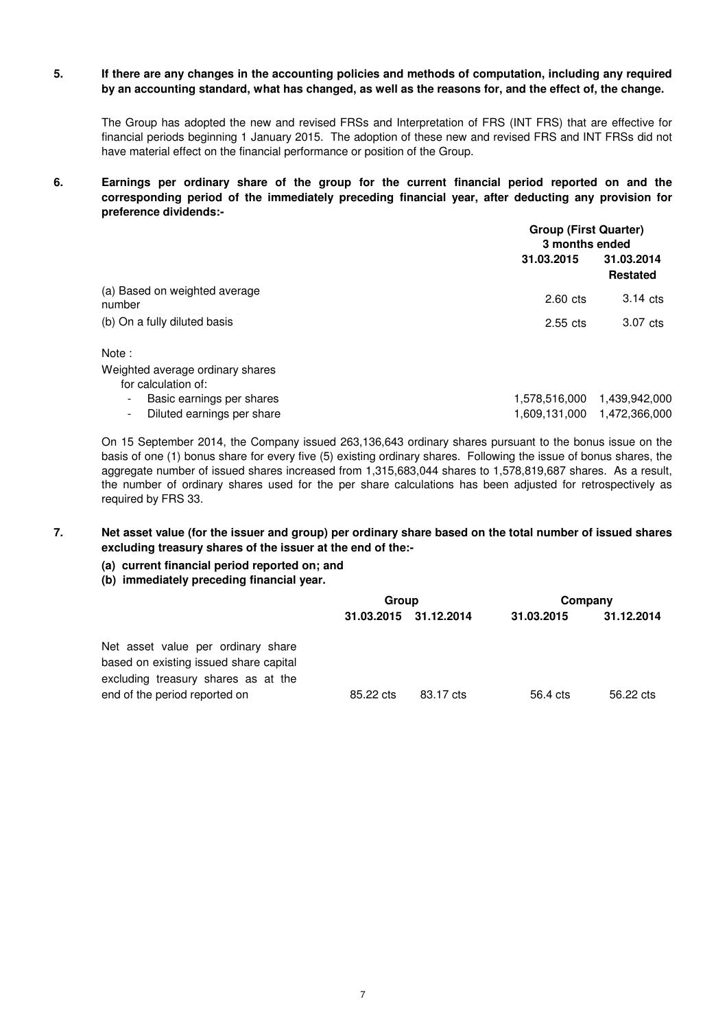**5. If there are any changes in the accounting policies and methods of computation, including any required by an accounting standard, what has changed, as well as the reasons for, and the effect of, the change.**

The Group has adopted the new and revised FRSs and Interpretation of FRS (INT FRS) that are effective for financial periods beginning 1 January 2015. The adoption of these new and revised FRS and INT FRSs did not have material effect on the financial performance or position of the Group.

**6. Earnings per ordinary share of the group for the current financial period reported on and the corresponding period of the immediately preceding financial year, after deducting any provision for preference dividends:-**

| | Group (First Quarter) 3 months ended | |
|---|---|---|
| | 31.03.2015 | 31.03.2014 Restated |
| (a) Based on weighted average number | 2.60 cts | 3.14 cts |
| (b) On a fully diluted basis | 2.55 cts | 3.07 cts |
| Note : | | |
| Weighted average ordinary shares for calculation of: | | |
| - Basic earnings per shares | 1,578,516,000 | 1,439,942,000 |
| - Diluted earnings per share | 1,609,131,000 | 1,472,366,000 |

On 15 September 2014, the Company issued 263,136,643 ordinary shares pursuant to the bonus issue on the basis of one (1) bonus share for every five (5) existing ordinary shares. Following the issue of bonus shares, the aggregate number of issued shares increased from 1,315,683,044 shares to 1,578,819,687 shares. As a result, the number of ordinary shares used for the per share calculations has been adjusted for retrospectively as required by FRS 33.

**7. Net asset value (for the issuer and group) per ordinary share based on the total number of issued shares excluding treasury shares of the issuer at the end of the:-**

**(a) current financial period reported on; and**

**(b) immediately preceding financial year.**

| | Group | | Company | |
|---|---|---|---|---|
| | 31.03.2015 | 31.12.2014 | 31.03.2015 | 31.12.2014 |
| Net asset value per ordinary share based on existing issued share capital excluding treasury shares as at the end of the period reported on | 85.22 cts | 83.17 cts | 56.4 cts | 56.22 cts |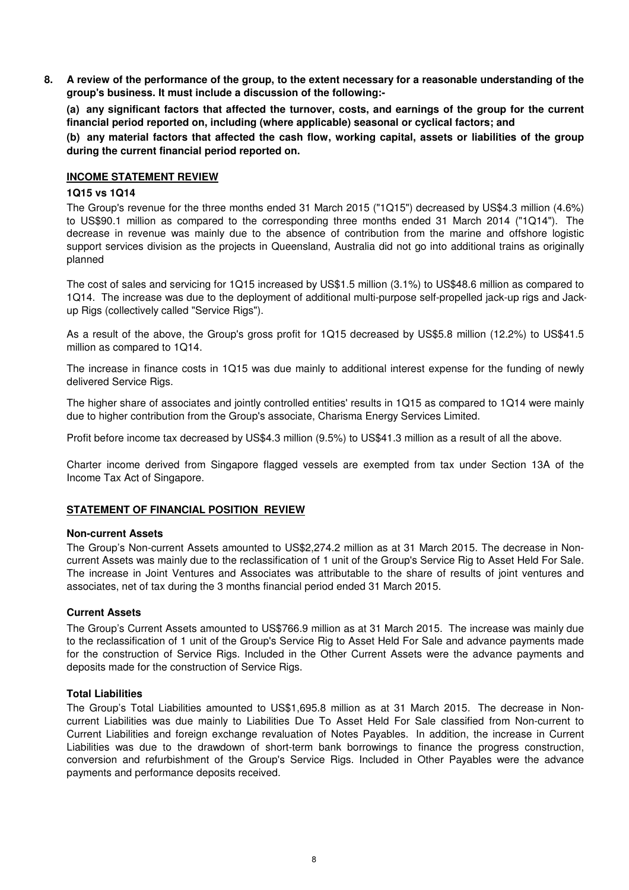**8. A review of the performance of the group, to the extent necessary for a reasonable understanding of the group's business. It must include a discussion of the following:-**

**(a) any significant factors that affected the turnover, costs, and earnings of the group for the current financial period reported on, including (where applicable) seasonal or cyclical factors; and**

**(b) any material factors that affected the cash flow, working capital, assets or liabilities of the group during the current financial period reported on.**

## INCOME STATEMENT REVIEW

### 1Q15 vs 1Q14

The Group's revenue for the three months ended 31 March 2015 ("1Q15") decreased by US$4.3 million (4.6%) to US$90.1 million as compared to the corresponding three months ended 31 March 2014 ("1Q14"). The decrease in revenue was mainly due to the absence of contribution from the marine and offshore logistic support services division as the projects in Queensland, Australia did not go into additional trains as originally planned

The cost of sales and servicing for 1Q15 increased by US$1.5 million (3.1%) to US$48.6 million as compared to 1Q14. The increase was due to the deployment of additional multi-purpose self-propelled jack-up rigs and Jack-up Rigs (collectively called "Service Rigs").

As a result of the above, the Group's gross profit for 1Q15 decreased by US$5.8 million (12.2%) to US$41.5 million as compared to 1Q14.

The increase in finance costs in 1Q15 was due mainly to additional interest expense for the funding of newly delivered Service Rigs.

The higher share of associates and jointly controlled entities' results in 1Q15 as compared to 1Q14 were mainly due to higher contribution from the Group's associate, Charisma Energy Services Limited.

Profit before income tax decreased by US$4.3 million (9.5%) to US$41.3 million as a result of all the above.

Charter income derived from Singapore flagged vessels are exempted from tax under Section 13A of the Income Tax Act of Singapore.

## STATEMENT OF FINANCIAL POSITION REVIEW

### Non-current Assets

The Group's Non-current Assets amounted to US$2,274.2 million as at 31 March 2015. The decrease in Non-current Assets was mainly due to the reclassification of 1 unit of the Group's Service Rig to Asset Held For Sale. The increase in Joint Ventures and Associates was attributable to the share of results of joint ventures and associates, net of tax during the 3 months financial period ended 31 March 2015.

### Current Assets

The Group's Current Assets amounted to US$766.9 million as at 31 March 2015. The increase was mainly due to the reclassification of 1 unit of the Group's Service Rig to Asset Held For Sale and advance payments made for the construction of Service Rigs. Included in the Other Current Assets were the advance payments and deposits made for the construction of Service Rigs.

### Total Liabilities

The Group's Total Liabilities amounted to US$1,695.8 million as at 31 March 2015. The decrease in Non-current Liabilities was due mainly to Liabilities Due To Asset Held For Sale classified from Non-current to Current Liabilities and foreign exchange revaluation of Notes Payables. In addition, the increase in Current Liabilities was due to the drawdown of short-term bank borrowings to finance the progress construction, conversion and refurbishment of the Group's Service Rigs. Included in Other Payables were the advance payments and performance deposits received.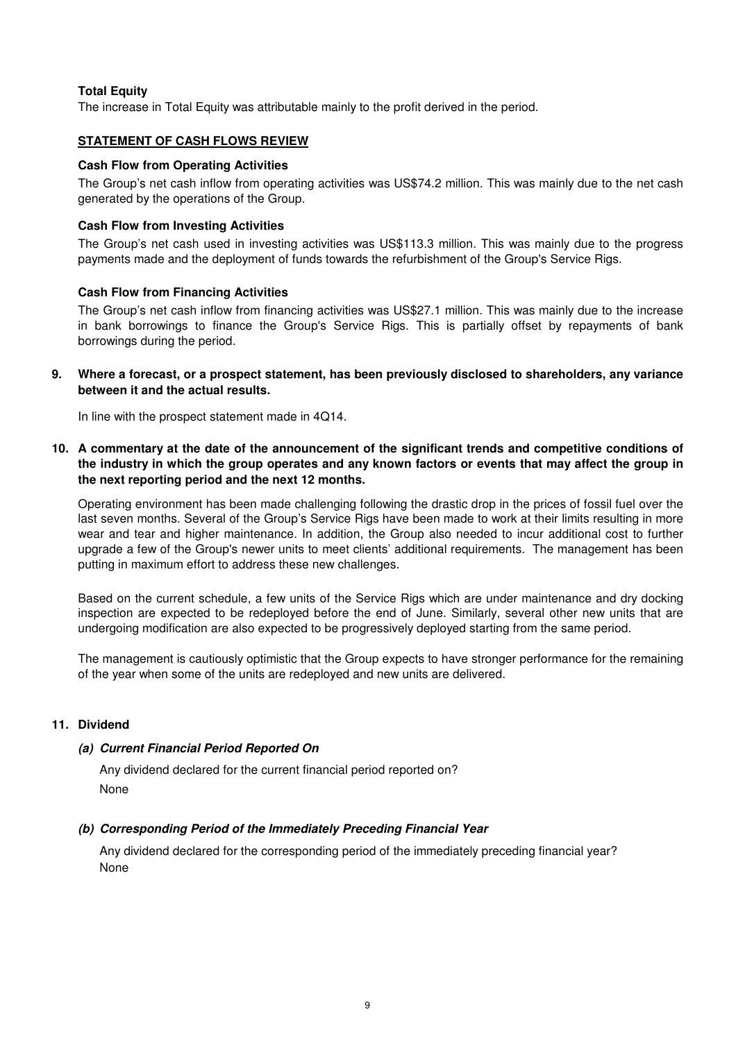**Total Equity**

The increase in Total Equity was attributable mainly to the profit derived in the period.

**STATEMENT OF CASH FLOWS REVIEW**

**Cash Flow from Operating Activities**

The Group's net cash inflow from operating activities was US$74.2 million. This was mainly due to the net cash generated by the operations of the Group.

**Cash Flow from Investing Activities**

The Group's net cash used in investing activities was US$113.3 million. This was mainly due to the progress payments made and the deployment of funds towards the refurbishment of the Group's Service Rigs.

**Cash Flow from Financing Activities**

The Group's net cash inflow from financing activities was US$27.1 million. This was mainly due to the increase in bank borrowings to finance the Group's Service Rigs. This is partially offset by repayments of bank borrowings during the period.

**9. Where a forecast, or a prospect statement, has been previously disclosed to shareholders, any variance between it and the actual results.**

In line with the prospect statement made in 4Q14.

**10. A commentary at the date of the announcement of the significant trends and competitive conditions of the industry in which the group operates and any known factors or events that may affect the group in the next reporting period and the next 12 months.**

Operating environment has been made challenging following the drastic drop in the prices of fossil fuel over the last seven months. Several of the Group's Service Rigs have been made to work at their limits resulting in more wear and tear and higher maintenance. In addition, the Group also needed to incur additional cost to further upgrade a few of the Group's newer units to meet clients' additional requirements. The management has been putting in maximum effort to address these new challenges.

Based on the current schedule, a few units of the Service Rigs which are under maintenance and dry docking inspection are expected to be redeployed before the end of June. Similarly, several other new units that are undergoing modification are also expected to be progressively deployed starting from the same period.

The management is cautiously optimistic that the Group expects to have stronger performance for the remaining of the year when some of the units are redeployed and new units are delivered.

**11. Dividend**

***(a) Current Financial Period Reported On***

Any dividend declared for the current financial period reported on?

None

***(b) Corresponding Period of the Immediately Preceding Financial Year***

Any dividend declared for the corresponding period of the immediately preceding financial year?

None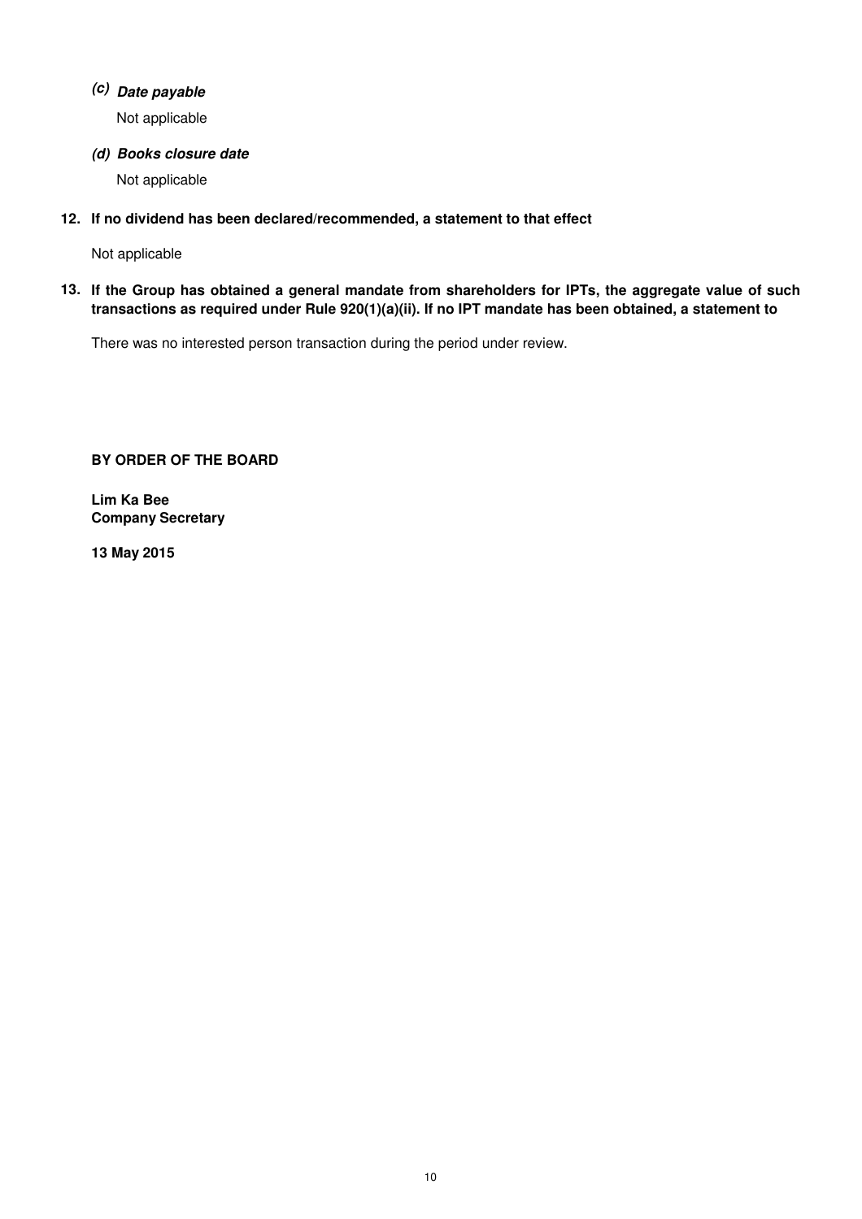***(c) Date payable***

Not applicable

***(d) Books closure date***

Not applicable

**12. If no dividend has been declared/recommended, a statement to that effect**

Not applicable

**13. If the Group has obtained a general mandate from shareholders for IPTs, the aggregate value of such transactions as required under Rule 920(1)(a)(ii). If no IPT mandate has been obtained, a statement to**

There was no interested person transaction during the period under review.

**BY ORDER OF THE BOARD**

**Lim Ka Bee**
**Company Secretary**

**13 May 2015**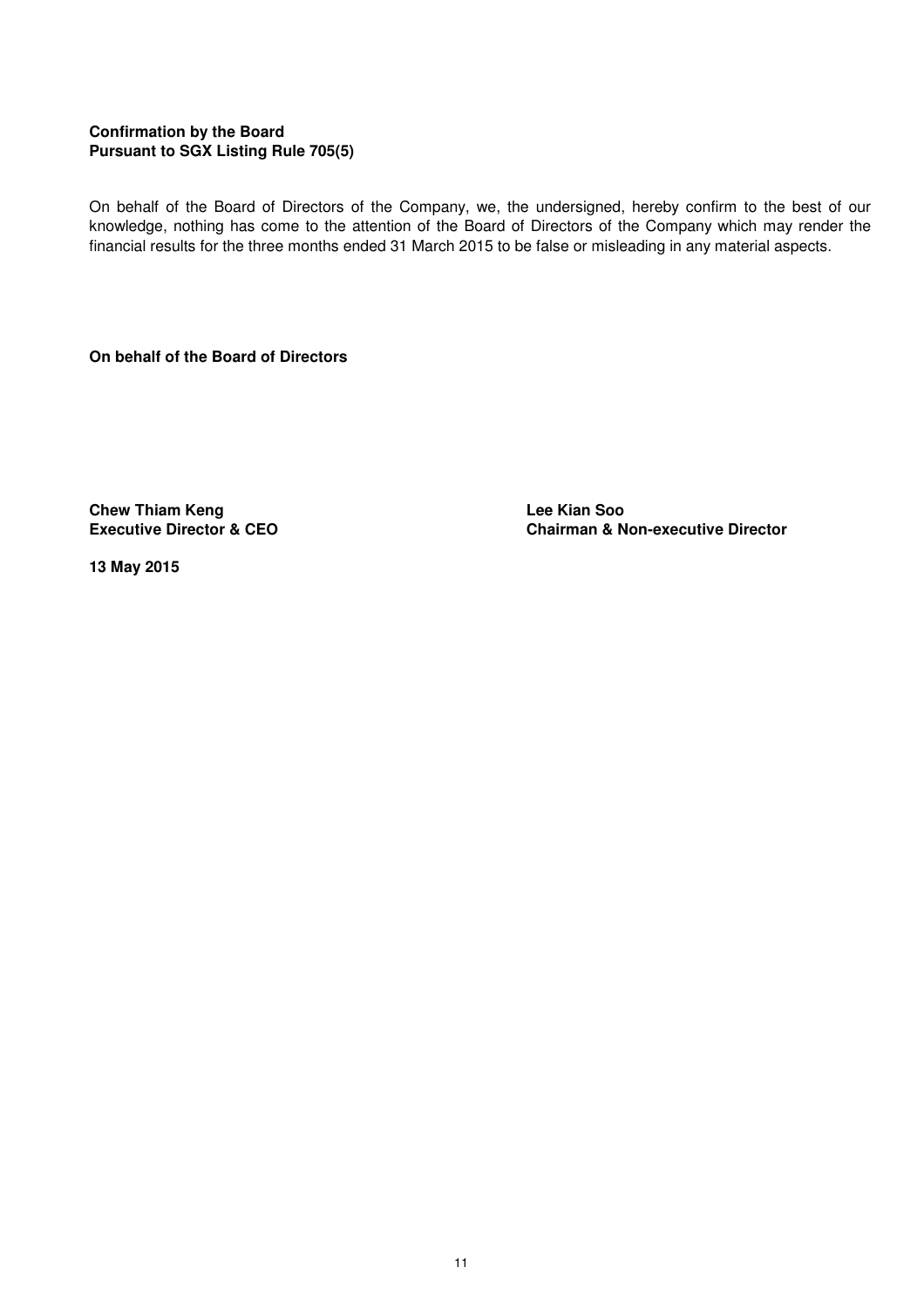**Confirmation by the Board**
**Pursuant to SGX Listing Rule 705(5)**

On behalf of the Board of Directors of the Company, we, the undersigned, hereby confirm to the best of our knowledge, nothing has come to the attention of the Board of Directors of the Company which may render the financial results for the three months ended 31 March 2015 to be false or misleading in any material aspects.

**On behalf of the Board of Directors**

**Chew Thiam Keng**
**Executive Director & CEO**

**Lee Kian Soo**
**Chairman & Non-executive Director**

**13 May 2015**